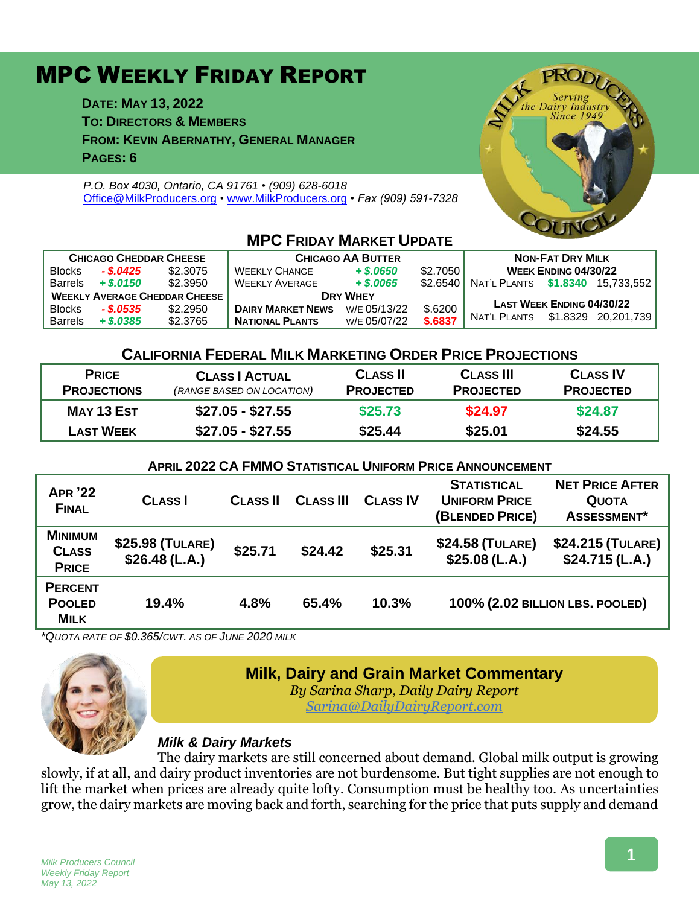# MPC Weekly Friday Report

**Date: May 13, 2022**
**To: Directors & Members**
**From: Kevin Abernathy, General Manager**
**Pages: 6**

*P.O. Box 4030, Ontario, CA 91761 • (909) 628-6018*
*Office@MilkProducers.org • www.MilkProducers.org • Fax (909) 591-7328*

## MPC Friday Market Update

| Chicago Cheddar Cheese | | | Chicago AA Butter | | | Non-Fat Dry Milk | | |
|---|---|---|---|---|---|---|---|---|
| Blocks | - $.0425 | $2.3075 | Weekly Change | + $.0650 | $2.7050 | Week Ending 04/30/22 | | |
| Barrels | + $.0150 | $2.3950 | Weekly Average | + $.0065 | $2.6540 | Nat'l Plants | $1.8340 | 15,733,552 |
| Weekly Average Cheddar Cheese | | | Dry Whey | | | Last Week Ending 04/30/22 | | |
| Blocks | - $.0535 | $2.2950 | Dairy Market News | w/e 05/13/22 | $.6200 | Nat'l Plants | $1.8329 | 20,201,739 |
| Barrels | + $.0385 | $2.3765 | National Plants | w/e 05/07/22 | $.6837 | | | |

## California Federal Milk Marketing Order Price Projections

| Price Projections | Class I Actual *(range based on location)* | Class II Projected | Class III Projected | Class IV Projected |
|---|---|---|---|---|
| May 13 Est | $27.05 - $27.55 | $25.73 | $24.97 | $24.87 |
| Last Week | $27.05 - $27.55 | $25.44 | $25.01 | $24.55 |

### April 2022 CA FMMO Statistical Uniform Price Announcement

| Apr '22 Final | Class I | Class II | Class III | Class IV | Statistical Uniform Price (Blended Price) | Net Price After Quota Assessment* |
|---|---|---|---|---|---|---|
| Minimum Class Price | $25.98 (Tulare) $26.48 (L.A.) | $25.71 | $24.42 | $25.31 | $24.58 (Tulare) $25.08 (L.A.) | $24.215 (Tulare) $24.715 (L.A.) |
| Percent Pooled Milk | 19.4% | 4.8% | 65.4% | 10.3% | 100% (2.02 billion lbs. pooled) | |

*\*Quota rate of $0.365/cwt. as of June 2020 milk*

## Milk, Dairy and Grain Market Commentary

*By Sarina Sharp, Daily Dairy Report*
*Sarina@DailyDairyReport.com*

### *Milk & Dairy Markets*

The dairy markets are still concerned about demand. Global milk output is growing slowly, if at all, and dairy product inventories are not burdensome. But tight supplies are not enough to lift the market when prices are already quite lofty. Consumption must be healthy too. As uncertainties grow, the dairy markets are moving back and forth, searching for the price that puts supply and demand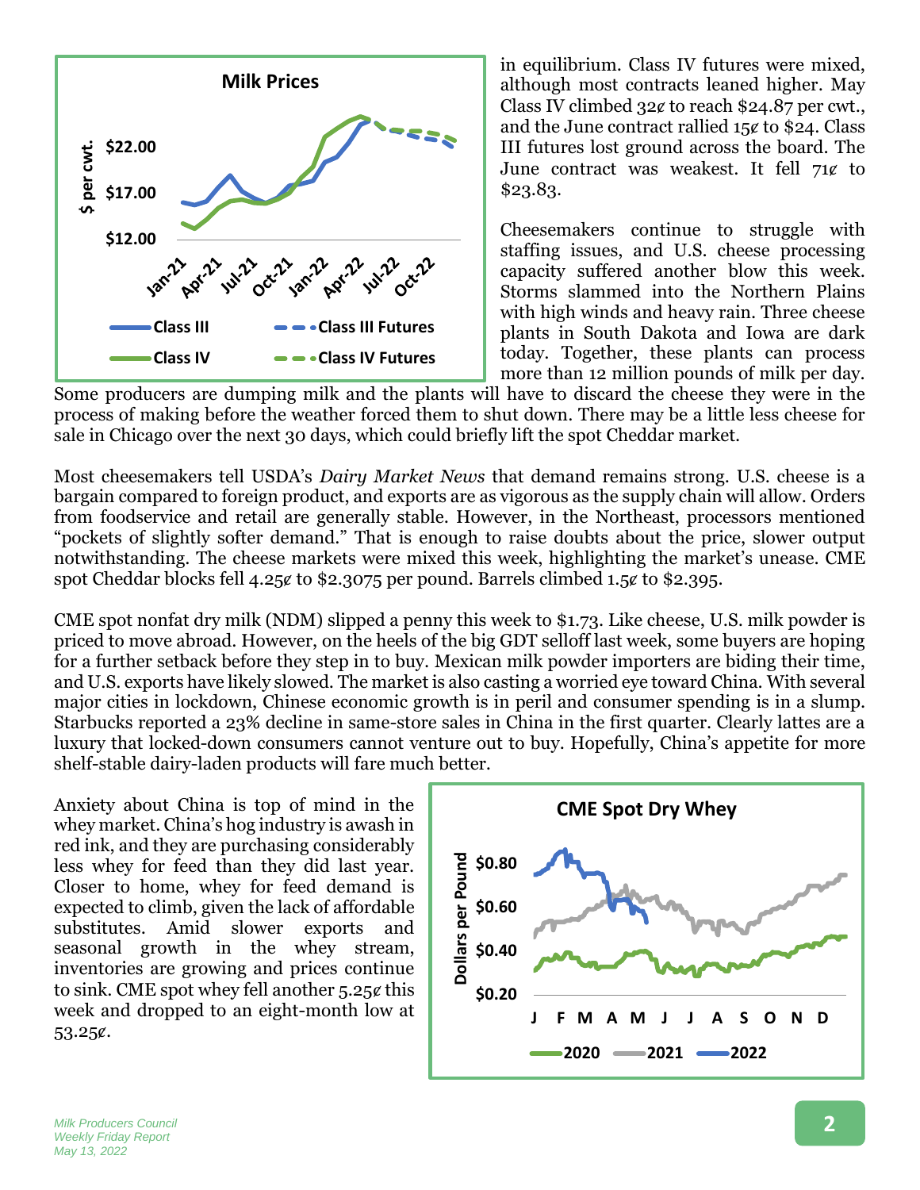in equilibrium. Class IV futures were mixed, although most contracts leaned higher. May Class IV climbed 32¢ to reach $24.87 per cwt., and the June contract rallied 15¢ to $24. Class III futures lost ground across the board. The June contract was weakest. It fell 71¢ to $23.83.

Cheesemakers continue to struggle with staffing issues, and U.S. cheese processing capacity suffered another blow this week. Storms slammed into the Northern Plains with high winds and heavy rain. Three cheese plants in South Dakota and Iowa are dark today. Together, these plants can process more than 12 million pounds of milk per day. Some producers are dumping milk and the plants will have to discard the cheese they were in the process of making before the weather forced them to shut down. There may be a little less cheese for sale in Chicago over the next 30 days, which could briefly lift the spot Cheddar market.

Most cheesemakers tell USDA's *Dairy Market News* that demand remains strong. U.S. cheese is a bargain compared to foreign product, and exports are as vigorous as the supply chain will allow. Orders from foodservice and retail are generally stable. However, in the Northeast, processors mentioned "pockets of slightly softer demand." That is enough to raise doubts about the price, slower output notwithstanding. The cheese markets were mixed this week, highlighting the market's unease. CME spot Cheddar blocks fell 4.25¢ to $2.3075 per pound. Barrels climbed 1.5¢ to $2.395.

CME spot nonfat dry milk (NDM) slipped a penny this week to $1.73. Like cheese, U.S. milk powder is priced to move abroad. However, on the heels of the big GDT selloff last week, some buyers are hoping for a further setback before they step in to buy. Mexican milk powder importers are biding their time, and U.S. exports have likely slowed. The market is also casting a worried eye toward China. With several major cities in lockdown, Chinese economic growth is in peril and consumer spending is in a slump. Starbucks reported a 23% decline in same-store sales in China in the first quarter. Clearly lattes are a luxury that locked-down consumers cannot venture out to buy. Hopefully, China's appetite for more shelf-stable dairy-laden products will fare much better.

Anxiety about China is top of mind in the whey market. China's hog industry is awash in red ink, and they are purchasing considerably less whey for feed than they did last year. Closer to home, whey for feed demand is expected to climb, given the lack of affordable substitutes. Amid slower exports and seasonal growth in the whey stream, inventories are growing and prices continue to sink. CME spot whey fell another 5.25¢ this week and dropped to an eight-month low at 53.25¢.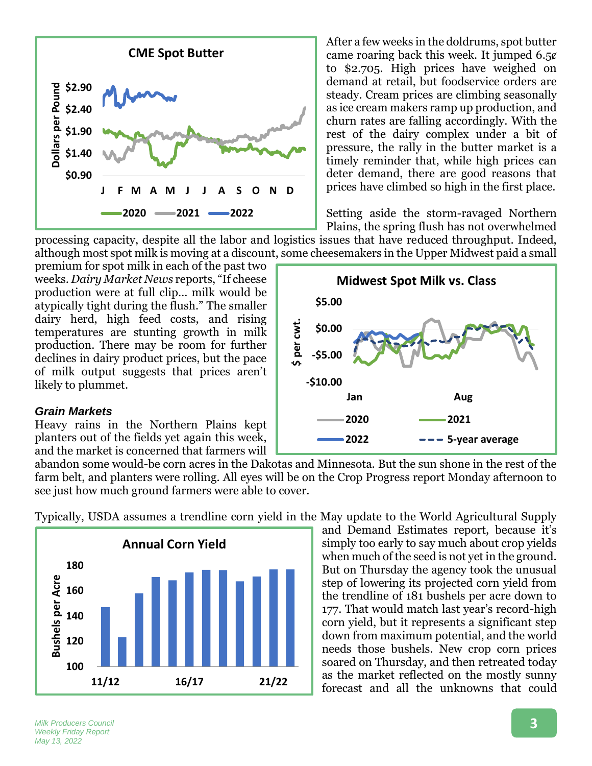After a few weeks in the doldrums, spot butter came roaring back this week. It jumped 6.5¢ to $2.705. High prices have weighed on demand at retail, but foodservice orders are steady. Cream prices are climbing seasonally as ice cream makers ramp up production, and churn rates are falling accordingly. With the rest of the dairy complex under a bit of pressure, the rally in the butter market is a timely reminder that, while high prices can deter demand, there are good reasons that prices have climbed so high in the first place.

Setting aside the storm-ravaged Northern Plains, the spring flush has not overwhelmed processing capacity, despite all the labor and logistics issues that have reduced throughput. Indeed, although most spot milk is moving at a discount, some cheesemakers in the Upper Midwest paid a small premium for spot milk in each of the past two weeks. *Dairy Market News* reports, "If cheese production were at full clip… milk would be atypically tight during the flush." The smaller dairy herd, high feed costs, and rising temperatures are stunting growth in milk production. There may be room for further declines in dairy product prices, but the pace of milk output suggests that prices aren't likely to plummet.

### *Grain Markets*

Heavy rains in the Northern Plains kept planters out of the fields yet again this week, and the market is concerned that farmers will abandon some would-be corn acres in the Dakotas and Minnesota. But the sun shone in the rest of the farm belt, and planters were rolling. All eyes will be on the Crop Progress report Monday afternoon to see just how much ground farmers were able to cover.

Typically, USDA assumes a trendline corn yield in the May update to the World Agricultural Supply and Demand Estimates report, because it's simply too early to say much about crop yields when much of the seed is not yet in the ground. But on Thursday the agency took the unusual step of lowering its projected corn yield from the trendline of 181 bushels per acre down to 177. That would match last year's record-high corn yield, but it represents a significant step down from maximum potential, and the world needs those bushels. New crop corn prices soared on Thursday, and then retreated today as the market reflected on the mostly sunny forecast and all the unknowns that could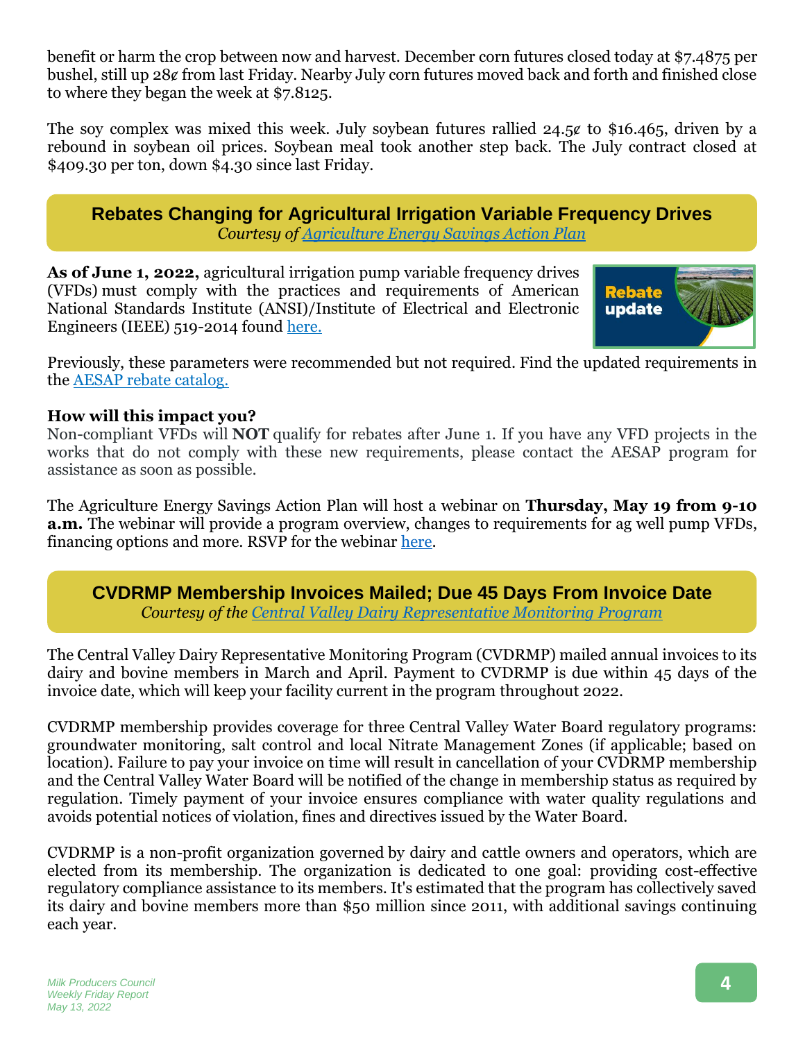benefit or harm the crop between now and harvest. December corn futures closed today at $7.4875 per bushel, still up 28¢ from last Friday. Nearby July corn futures moved back and forth and finished close to where they began the week at $7.8125.

The soy complex was mixed this week. July soybean futures rallied 24.5¢ to $16.465, driven by a rebound in soybean oil prices. Soybean meal took another step back. The July contract closed at $409.30 per ton, down $4.30 since last Friday.

## Rebates Changing for Agricultural Irrigation Variable Frequency Drives

*Courtesy of Agriculture Energy Savings Action Plan*

**As of June 1, 2022,** agricultural irrigation pump variable frequency drives (VFDs) must comply with the practices and requirements of American National Standards Institute (ANSI)/Institute of Electrical and Electronic Engineers (IEEE) 519-2014 found here.

Previously, these parameters were recommended but not required. Find the updated requirements in the AESAP rebate catalog.

**How will this impact you?**

Non-compliant VFDs will **NOT** qualify for rebates after June 1. If you have any VFD projects in the works that do not comply with these new requirements, please contact the AESAP program for assistance as soon as possible.

The Agriculture Energy Savings Action Plan will host a webinar on **Thursday, May 19 from 9-10 a.m.** The webinar will provide a program overview, changes to requirements for ag well pump VFDs, financing options and more. RSVP for the webinar here.

## CVDRMP Membership Invoices Mailed; Due 45 Days From Invoice Date

*Courtesy of the Central Valley Dairy Representative Monitoring Program*

The Central Valley Dairy Representative Monitoring Program (CVDRMP) mailed annual invoices to its dairy and bovine members in March and April. Payment to CVDRMP is due within 45 days of the invoice date, which will keep your facility current in the program throughout 2022.

CVDRMP membership provides coverage for three Central Valley Water Board regulatory programs: groundwater monitoring, salt control and local Nitrate Management Zones (if applicable; based on location). Failure to pay your invoice on time will result in cancellation of your CVDRMP membership and the Central Valley Water Board will be notified of the change in membership status as required by regulation. Timely payment of your invoice ensures compliance with water quality regulations and avoids potential notices of violation, fines and directives issued by the Water Board.

CVDRMP is a non-profit organization governed by dairy and cattle owners and operators, which are elected from its membership. The organization is dedicated to one goal: providing cost-effective regulatory compliance assistance to its members. It's estimated that the program has collectively saved its dairy and bovine members more than $50 million since 2011, with additional savings continuing each year.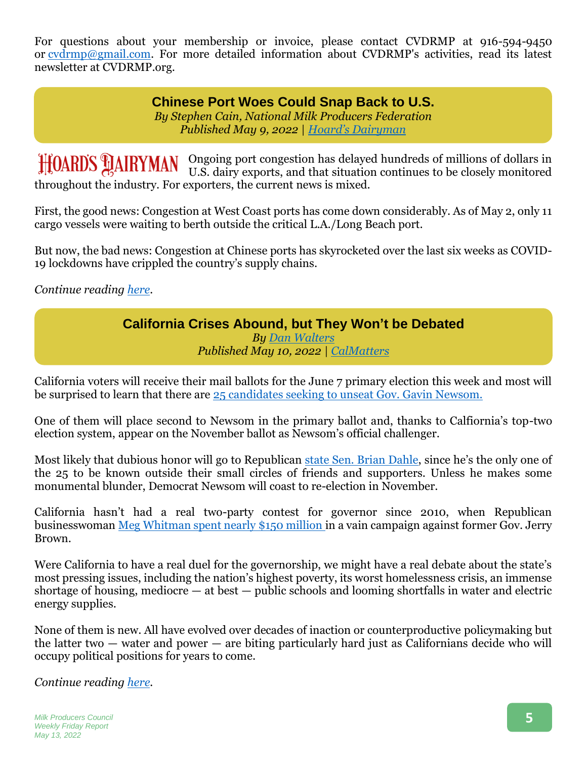For questions about your membership or invoice, please contact CVDRMP at 916-594-9450 or cvdrmp@gmail.com. For more detailed information about CVDRMP's activities, read its latest newsletter at CVDRMP.org.

## Chinese Port Woes Could Snap Back to U.S.

*By Stephen Cain, National Milk Producers Federation*
*Published May 9, 2022 | Hoard's Dairyman*

HOARD'S DAIRYMAN Ongoing port congestion has delayed hundreds of millions of dollars in U.S. dairy exports, and that situation continues to be closely monitored throughout the industry. For exporters, the current news is mixed.

First, the good news: Congestion at West Coast ports has come down considerably. As of May 2, only 11 cargo vessels were waiting to berth outside the critical L.A./Long Beach port.

But now, the bad news: Congestion at Chinese ports has skyrocketed over the last six weeks as COVID-19 lockdowns have crippled the country's supply chains.

*Continue reading here.*

## California Crises Abound, but They Won't be Debated

*By Dan Walters*
*Published May 10, 2022 | CalMatters*

California voters will receive their mail ballots for the June 7 primary election this week and most will be surprised to learn that there are 25 candidates seeking to unseat Gov. Gavin Newsom.

One of them will place second to Newsom in the primary ballot and, thanks to Calfiornia's top-two election system, appear on the November ballot as Newsom's official challenger.

Most likely that dubious honor will go to Republican state Sen. Brian Dahle, since he's the only one of the 25 to be known outside their small circles of friends and supporters. Unless he makes some monumental blunder, Democrat Newsom will coast to re-election in November.

California hasn't had a real two-party contest for governor since 2010, when Republican businesswoman Meg Whitman spent nearly $150 million in a vain campaign against former Gov. Jerry Brown.

Were California to have a real duel for the governorship, we might have a real debate about the state's most pressing issues, including the nation's highest poverty, its worst homelessness crisis, an immense shortage of housing, mediocre — at best — public schools and looming shortfalls in water and electric energy supplies.

None of them is new. All have evolved over decades of inaction or counterproductive policymaking but the latter two — water and power — are biting particularly hard just as Californians decide who will occupy political positions for years to come.

*Continue reading here.*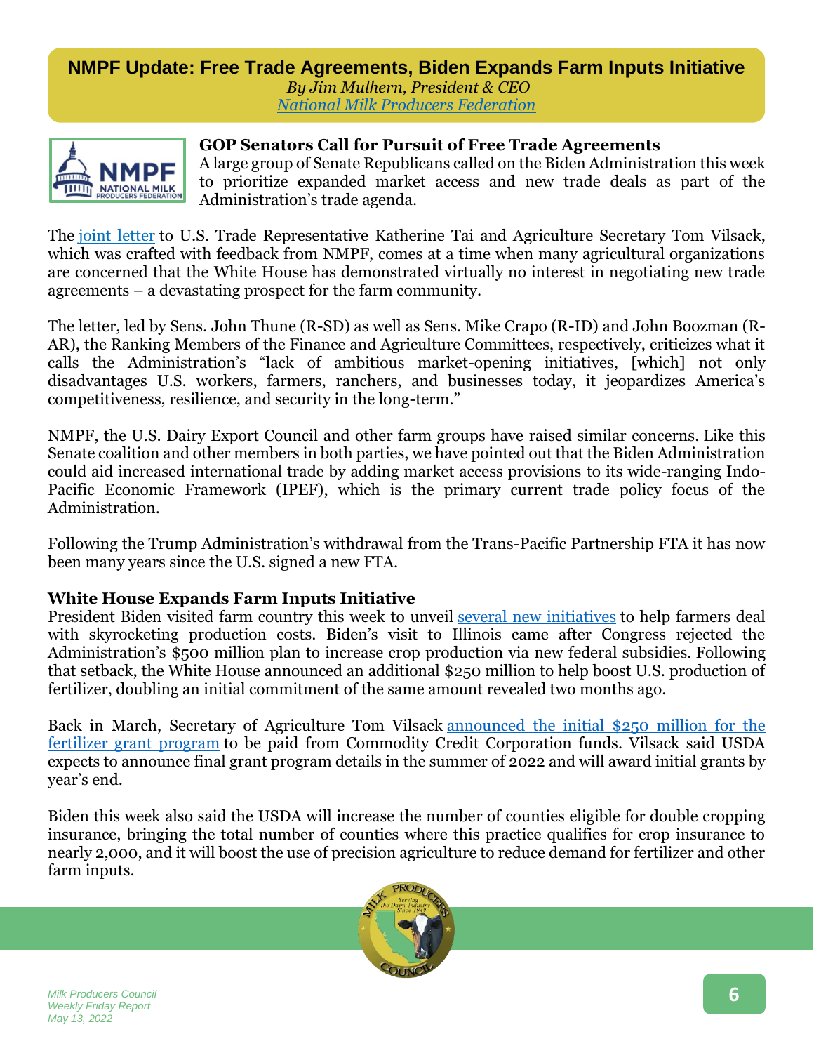## NMPF Update: Free Trade Agreements, Biden Expands Farm Inputs Initiative

*By Jim Mulhern, President & CEO*
*National Milk Producers Federation*

### GOP Senators Call for Pursuit of Free Trade Agreements

A large group of Senate Republicans called on the Biden Administration this week to prioritize expanded market access and new trade deals as part of the Administration's trade agenda.

The joint letter to U.S. Trade Representative Katherine Tai and Agriculture Secretary Tom Vilsack, which was crafted with feedback from NMPF, comes at a time when many agricultural organizations are concerned that the White House has demonstrated virtually no interest in negotiating new trade agreements – a devastating prospect for the farm community.

The letter, led by Sens. John Thune (R-SD) as well as Sens. Mike Crapo (R-ID) and John Boozman (R-AR), the Ranking Members of the Finance and Agriculture Committees, respectively, criticizes what it calls the Administration's "lack of ambitious market-opening initiatives, [which] not only disadvantages U.S. workers, farmers, ranchers, and businesses today, it jeopardizes America's competitiveness, resilience, and security in the long-term."

NMPF, the U.S. Dairy Export Council and other farm groups have raised similar concerns. Like this Senate coalition and other members in both parties, we have pointed out that the Biden Administration could aid increased international trade by adding market access provisions to its wide-ranging Indo-Pacific Economic Framework (IPEF), which is the primary current trade policy focus of the Administration.

Following the Trump Administration's withdrawal from the Trans-Pacific Partnership FTA it has now been many years since the U.S. signed a new FTA.

### White House Expands Farm Inputs Initiative

President Biden visited farm country this week to unveil several new initiatives to help farmers deal with skyrocketing production costs. Biden's visit to Illinois came after Congress rejected the Administration's $500 million plan to increase crop production via new federal subsidies. Following that setback, the White House announced an additional $250 million to help boost U.S. production of fertilizer, doubling an initial commitment of the same amount revealed two months ago.

Back in March, Secretary of Agriculture Tom Vilsack announced the initial $250 million for the fertilizer grant program to be paid from Commodity Credit Corporation funds. Vilsack said USDA expects to announce final grant program details in the summer of 2022 and will award initial grants by year's end.

Biden this week also said the USDA will increase the number of counties eligible for double cropping insurance, bringing the total number of counties where this practice qualifies for crop insurance to nearly 2,000, and it will boost the use of precision agriculture to reduce demand for fertilizer and other farm inputs.